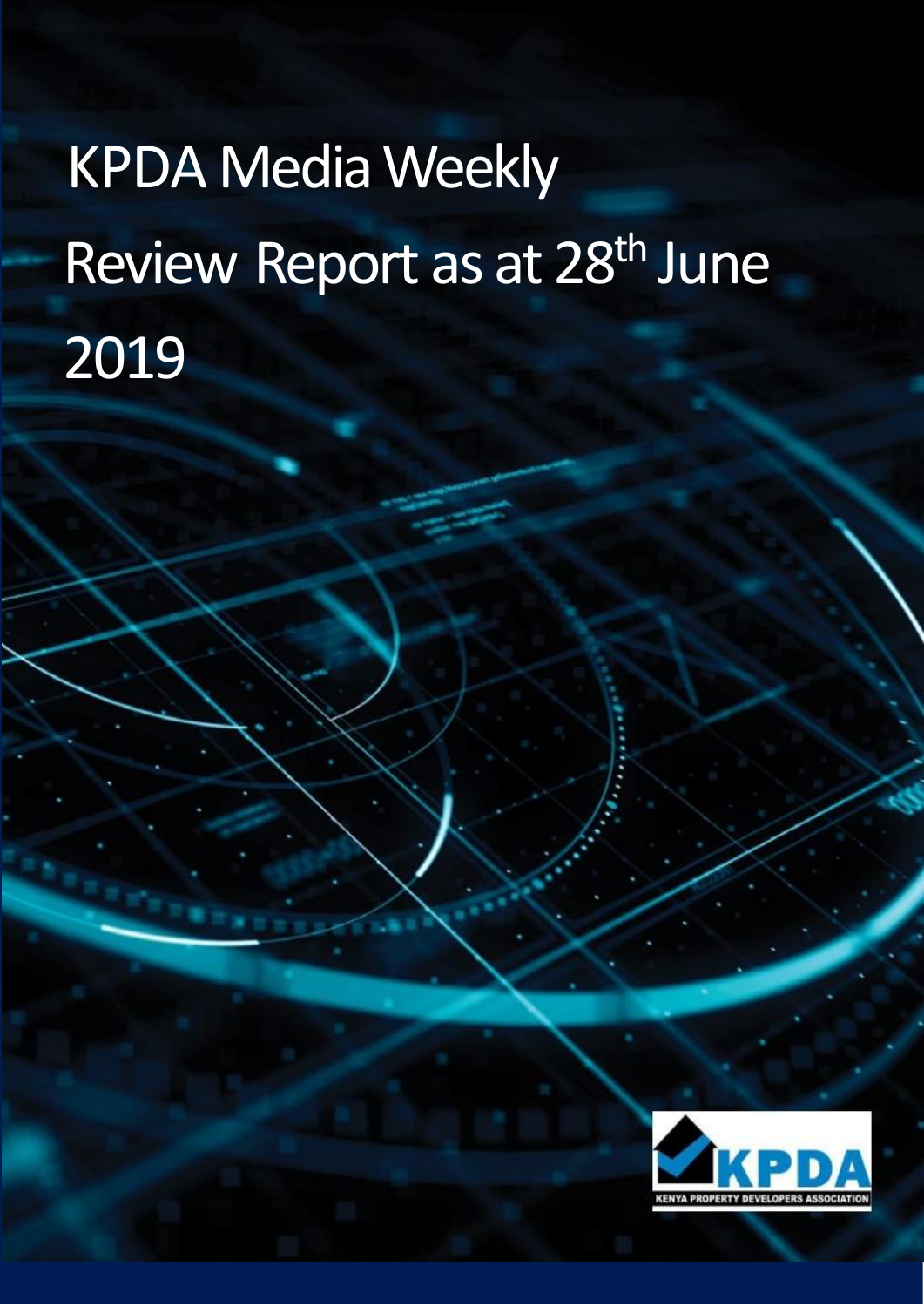# KPDA Media Weekly Review Report as at 28th June 2019

KPDA

KENYA PROPERTY DEVELOPERS ASSOCIATION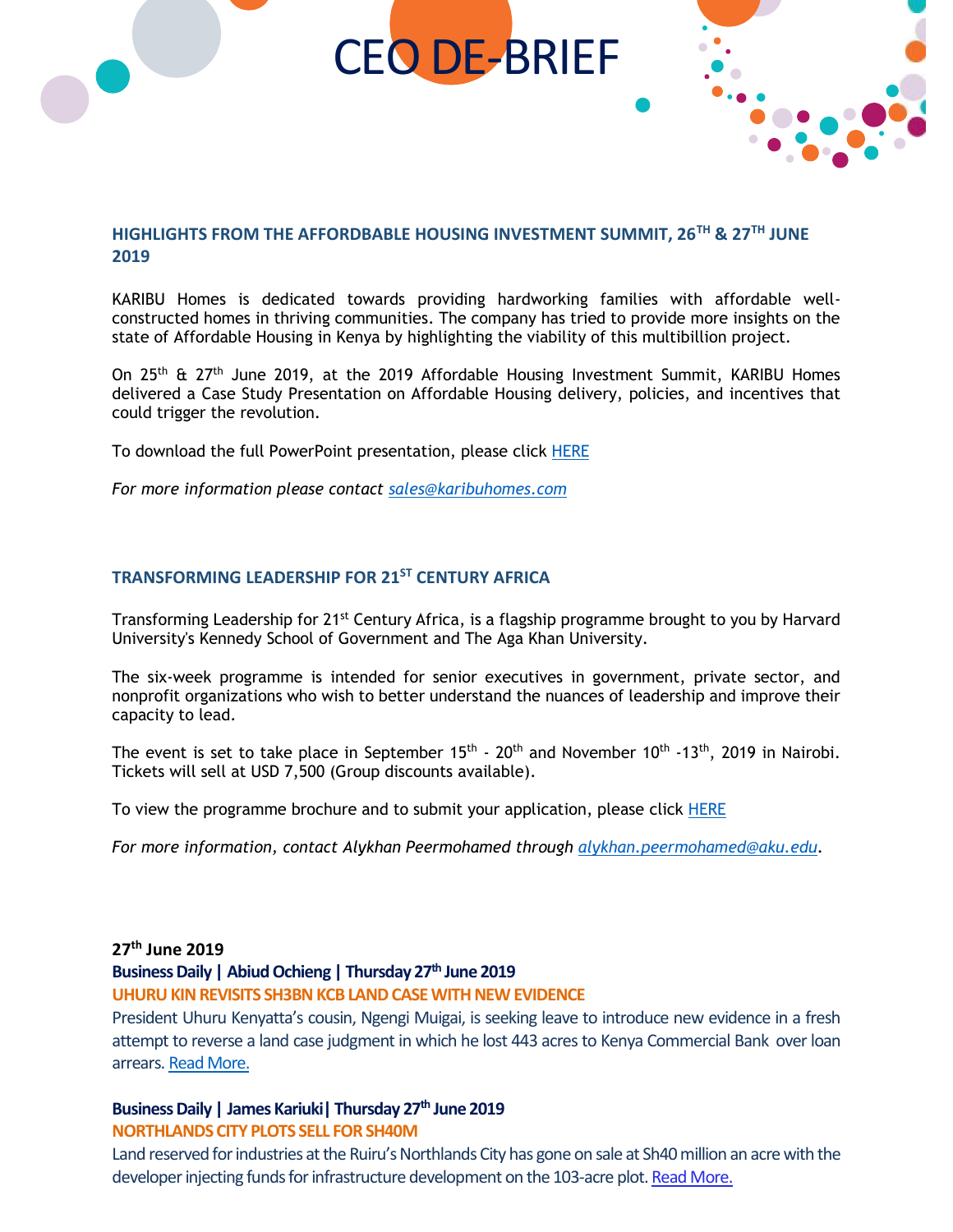# CEO DE-BRIEF

## HIGHLIGHTS FROM THE AFFORDBABLE HOUSING INVESTMENT SUMMIT, 26TH & 27TH JUNE 2019

KARIBU Homes is dedicated towards providing hardworking families with affordable well-constructed homes in thriving communities. The company has tried to provide more insights on the state of Affordable Housing in Kenya by highlighting the viability of this multibillion project.

On 25th & 27th June 2019, at the 2019 Affordable Housing Investment Summit, KARIBU Homes delivered a Case Study Presentation on Affordable Housing delivery, policies, and incentives that could trigger the revolution.

To download the full PowerPoint presentation, please click HERE

*For more information please contact sales@karibuhomes.com*

## TRANSFORMING LEADERSHIP FOR 21ST CENTURY AFRICA

Transforming Leadership for 21st Century Africa, is a flagship programme brought to you by Harvard University's Kennedy School of Government and The Aga Khan University.

The six-week programme is intended for senior executives in government, private sector, and nonprofit organizations who wish to better understand the nuances of leadership and improve their capacity to lead.

The event is set to take place in September 15th - 20th and November 10th -13th, 2019 in Nairobi. Tickets will sell at USD 7,500 (Group discounts available).

To view the programme brochure and to submit your application, please click HERE

*For more information, contact Alykhan Peermohamed through alykhan.peermohamed@aku.edu.*

### 27th June 2019

**Business Daily | Abiud Ochieng | Thursday 27th June 2019**

**UHURU KIN REVISITS SH3BN KCB LAND CASE WITH NEW EVIDENCE**

President Uhuru Kenyatta's cousin, Ngengi Muigai, is seeking leave to introduce new evidence in a fresh attempt to reverse a land case judgment in which he lost 443 acres to Kenya Commercial Bank over loan arrears. Read More.

**Business Daily | James Kariuki| Thursday 27th June 2019**

**NORTHLANDS CITY PLOTS SELL FOR SH40M**

Land reserved for industries at the Ruiru's Northlands City has gone on sale at Sh40 million an acre with the developer injecting funds for infrastructure development on the 103-acre plot. Read More.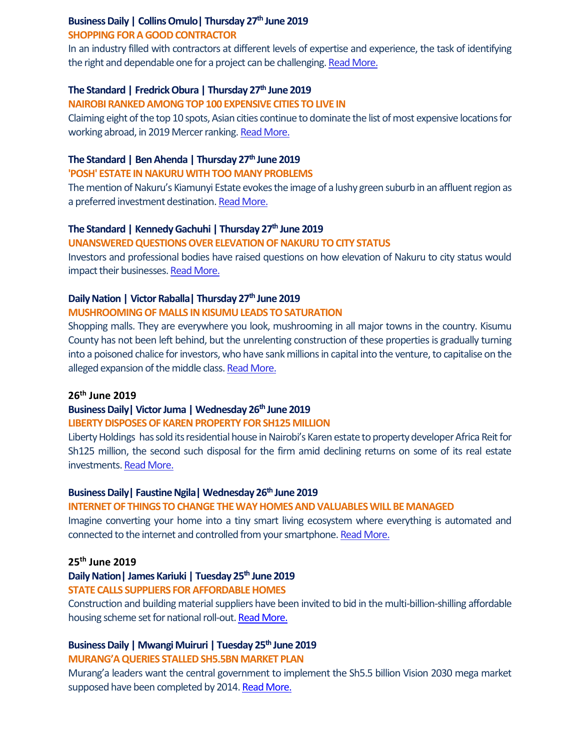**Business Daily | Collins Omulo| Thursday 27th June 2019**

**SHOPPING FOR A GOOD CONTRACTOR**

In an industry filled with contractors at different levels of expertise and experience, the task of identifying the right and dependable one for a project can be challenging. Read More.

**The Standard | Fredrick Obura | Thursday 27th June 2019**

**NAIROBI RANKED AMONG TOP 100 EXPENSIVE CITIES TO LIVE IN**

Claiming eight of the top 10 spots, Asian cities continue to dominate the list of most expensive locations for working abroad, in 2019 Mercer ranking. Read More.

**The Standard | Ben Ahenda | Thursday 27th June 2019**

**'POSH' ESTATE IN NAKURU WITH TOO MANY PROBLEMS**

The mention of Nakuru's Kiamunyi Estate evokes the image of a lushy green suburb in an affluent region as a preferred investment destination. Read More.

**The Standard | Kennedy Gachuhi | Thursday 27th June 2019**

**UNANSWERED QUESTIONS OVER ELEVATION OF NAKURU TO CITY STATUS**

Investors and professional bodies have raised questions on how elevation of Nakuru to city status would impact their businesses. Read More.

**Daily Nation | Victor Raballa| Thursday 27th June 2019**

**MUSHROOMING OF MALLS IN KISUMU LEADS TO SATURATION**

Shopping malls. They are everywhere you look, mushrooming in all major towns in the country. Kisumu County has not been left behind, but the unrelenting construction of these properties is gradually turning into a poisoned chalice for investors, who have sank millions in capital into the venture, to capitalise on the alleged expansion of the middle class. Read More.

## 26th June 2019

**Business Daily| Victor Juma | Wednesday 26th June 2019**

**LIBERTY DISPOSES OF KAREN PROPERTY FOR SH125 MILLION**

Liberty Holdings has sold its residential house in Nairobi's Karen estate to property developer Africa Reit for Sh125 million, the second such disposal for the firm amid declining returns on some of its real estate investments. Read More.

**Business Daily| Faustine Ngila| Wednesday 26th June 2019**

**INTERNET OF THINGS TO CHANGE THE WAY HOMES AND VALUABLES WILL BE MANAGED**

Imagine converting your home into a tiny smart living ecosystem where everything is automated and connected to the internet and controlled from your smartphone. Read More.

## 25th June 2019

**Daily Nation| James Kariuki | Tuesday 25th June 2019**

**STATE CALLS SUPPLIERS FOR AFFORDABLE HOMES**

Construction and building material suppliers have been invited to bid in the multi-billion-shilling affordable housing scheme set for national roll-out. Read More.

**Business Daily | Mwangi Muiruri | Tuesday 25th June 2019**

**MURANG'A QUERIES STALLED SH5.5BN MARKET PLAN**

Murang'a leaders want the central government to implement the Sh5.5 billion Vision 2030 mega market supposed have been completed by 2014. Read More.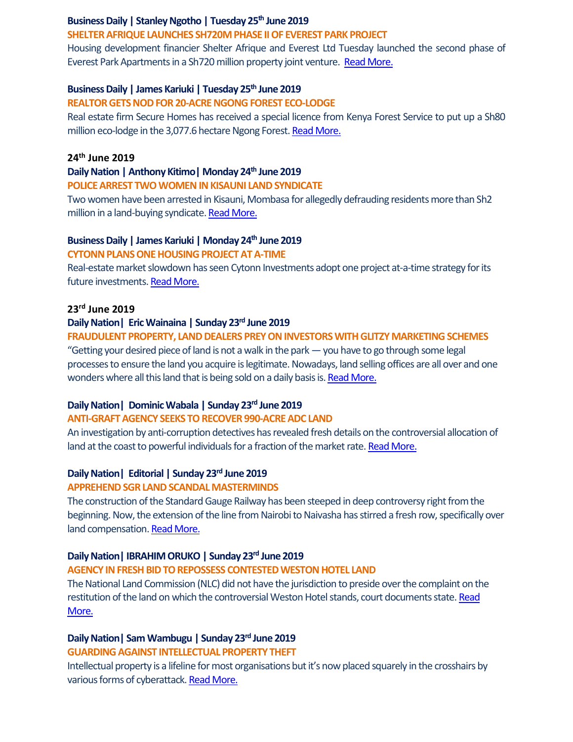**Business Daily | Stanley Ngotho | Tuesday 25th June 2019**

**SHELTER AFRIQUE LAUNCHES SH720M PHASE II OF EVEREST PARK PROJECT**

Housing development financier Shelter Afrique and Everest Ltd Tuesday launched the second phase of Everest Park Apartments in a Sh720 million property joint venture. Read More.

**Business Daily | James Kariuki | Tuesday 25th June 2019**

**REALTOR GETS NOD FOR 20-ACRE NGONG FOREST ECO-LODGE**

Real estate firm Secure Homes has received a special licence from Kenya Forest Service to put up a Sh80 million eco-lodge in the 3,077.6 hectare Ngong Forest. Read More.

## 24th June 2019

**Daily Nation | Anthony Kitimo| Monday 24th June 2019**

**POLICE ARREST TWO WOMEN IN KISAUNI LAND SYNDICATE**

Two women have been arrested in Kisauni, Mombasa for allegedly defrauding residents more than Sh2 million in a land-buying syndicate. Read More.

**Business Daily | James Kariuki | Monday 24th June 2019**

**CYTONN PLANS ONE HOUSING PROJECT AT A-TIME**

Real-estate market slowdown has seen Cytonn Investments adopt one project at-a-time strategy for its future investments. Read More.

## 23rd June 2019

**Daily Nation| Eric Wainaina | Sunday 23rd June 2019**

**FRAUDULENT PROPERTY, LAND DEALERS PREY ON INVESTORS WITH GLITZY MARKETING SCHEMES**

"Getting your desired piece of land is not a walk in the park — you have to go through some legal processes to ensure the land you acquire is legitimate. Nowadays, land selling offices are all over and one wonders where all this land that is being sold on a daily basis is. Read More.

**Daily Nation| Dominic Wabala | Sunday 23rd June 2019**

**ANTI-GRAFT AGENCY SEEKS TO RECOVER 990-ACRE ADC LAND**

An investigation by anti-corruption detectives has revealed fresh details on the controversial allocation of land at the coast to powerful individuals for a fraction of the market rate. Read More.

**Daily Nation| Editorial | Sunday 23rd June 2019**

**APPREHEND SGR LAND SCANDAL MASTERMINDS**

The construction of the Standard Gauge Railway has been steeped in deep controversy right from the beginning. Now, the extension of the line from Nairobi to Naivasha has stirred a fresh row, specifically over land compensation. Read More.

**Daily Nation| IBRAHIM ORUKO | Sunday 23rd June 2019**

**AGENCY IN FRESH BID TO REPOSSESS CONTESTED WESTON HOTEL LAND**

The National Land Commission (NLC) did not have the jurisdiction to preside over the complaint on the restitution of the land on which the controversial Weston Hotel stands, court documents state. Read More.

**Daily Nation| Sam Wambugu | Sunday 23rd June 2019**

**GUARDING AGAINST INTELLECTUAL PROPERTY THEFT**

Intellectual property is a lifeline for most organisations but it's now placed squarely in the crosshairs by various forms of cyberattack. Read More.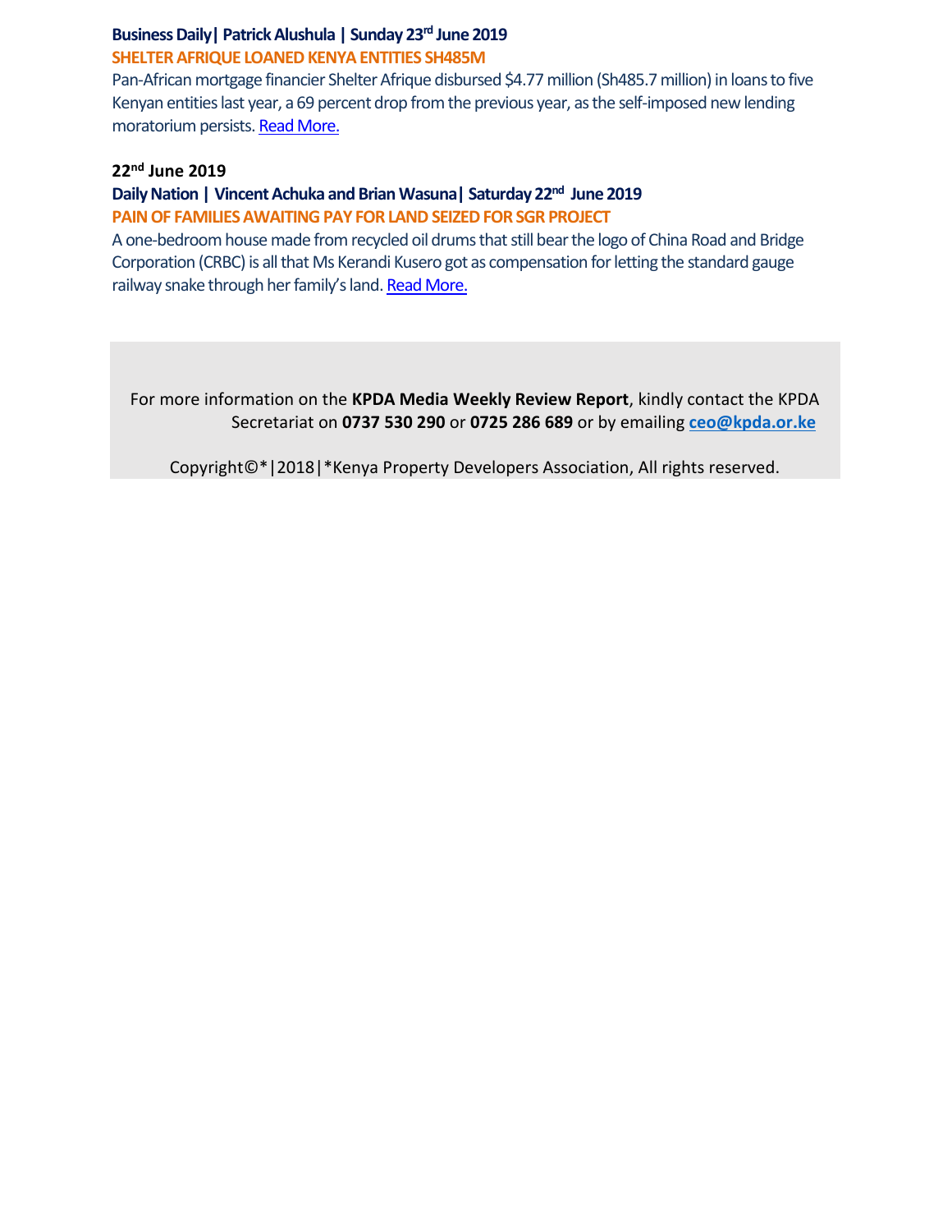**Business Daily| Patrick Alushula | Sunday 23rd June 2019**

**SHELTER AFRIQUE LOANED KENYA ENTITIES SH485M**

Pan-African mortgage financier Shelter Afrique disbursed $4.77 million (Sh485.7 million) in loans to five Kenyan entities last year, a 69 percent drop from the previous year, as the self-imposed new lending moratorium persists. Read More.

**22nd June 2019**

**Daily Nation | Vincent Achuka and Brian Wasuna| Saturday 22nd June 2019**

**PAIN OF FAMILIES AWAITING PAY FOR LAND SEIZED FOR SGR PROJECT**

A one-bedroom house made from recycled oil drums that still bear the logo of China Road and Bridge Corporation (CRBC) is all that Ms Kerandi Kusero got as compensation for letting the standard gauge railway snake through her family's land. Read More.

For more information on the **KPDA Media Weekly Review Report**, kindly contact the KPDA Secretariat on **0737 530 290** or **0725 286 689** or by emailing **ceo@kpda.or.ke**

Copyright©*|2018|*Kenya Property Developers Association, All rights reserved.